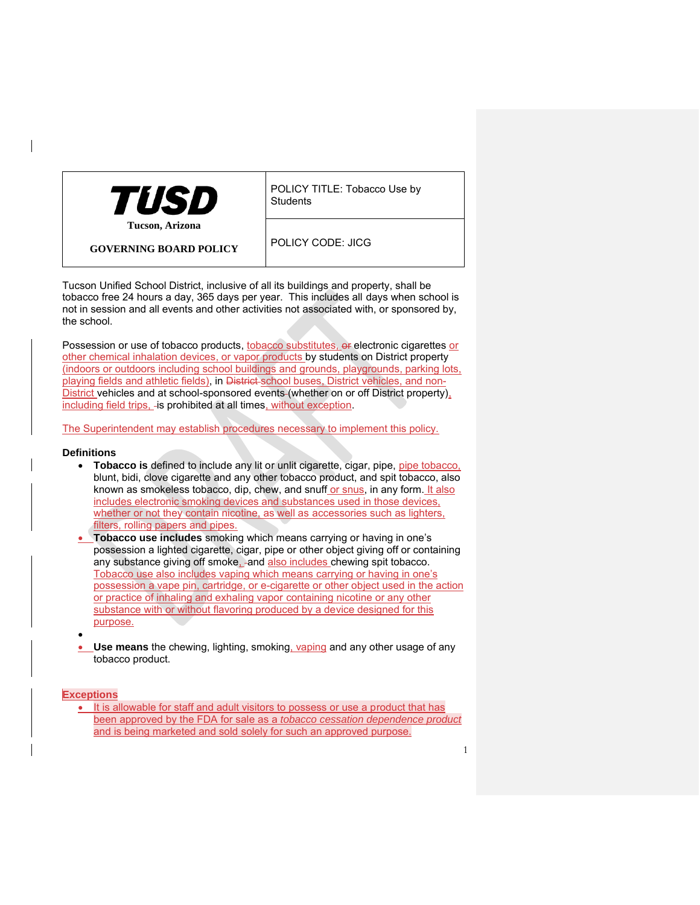| TUSD<br>Tucson, Arizona<br><br>**GOVERNING BOARD POLICY** | POLICY TITLE: Tobacco Use by Students |
|---|---|
| | POLICY CODE: JICG |

Tucson Unified School District, inclusive of all its buildings and property, shall be tobacco free 24 hours a day, 365 days per year. This includes all days when school is not in session and all events and other activities not associated with, or sponsored by, the school.

Possession or use of tobacco products, tobacco substitutes, ~~or~~ electronic cigarettes or other chemical inhalation devices, or vapor products by students on District property (indoors or outdoors including school buildings and grounds, playgrounds, parking lots, playing fields and athletic fields), in ~~District~~ school buses, District vehicles, and non-District vehicles and at school-sponsored events (whether on or off District property), including field trips, is prohibited at all times, without exception.

The Superintendent may establish procedures necessary to implement this policy.

**Definitions**

- **Tobacco is** defined to include any lit or unlit cigarette, cigar, pipe, pipe tobacco, blunt, bidi, clove cigarette and any other tobacco product, and spit tobacco, also known as smokeless tobacco, dip, chew, and snuff or snus, in any form. It also includes electronic smoking devices and substances used in those devices, whether or not they contain nicotine, as well as accessories such as lighters, filters, rolling papers and pipes.
- **Tobacco use includes** smoking which means carrying or having in one's possession a lighted cigarette, cigar, pipe or other object giving off or containing any substance giving off smoke, and also includes chewing spit tobacco. Tobacco use also includes vaping which means carrying or having in one's possession a vape pin, cartridge, or e-cigarette or other object used in the action or practice of inhaling and exhaling vapor containing nicotine or any other substance with or without flavoring produced by a device designed for this purpose.
- **Use means** the chewing, lighting, smoking, vaping and any other usage of any tobacco product.

**Exceptions**

- It is allowable for staff and adult visitors to possess or use a product that has been approved by the FDA for sale as a *tobacco cessation dependence product* and is being marketed and sold solely for such an approved purpose.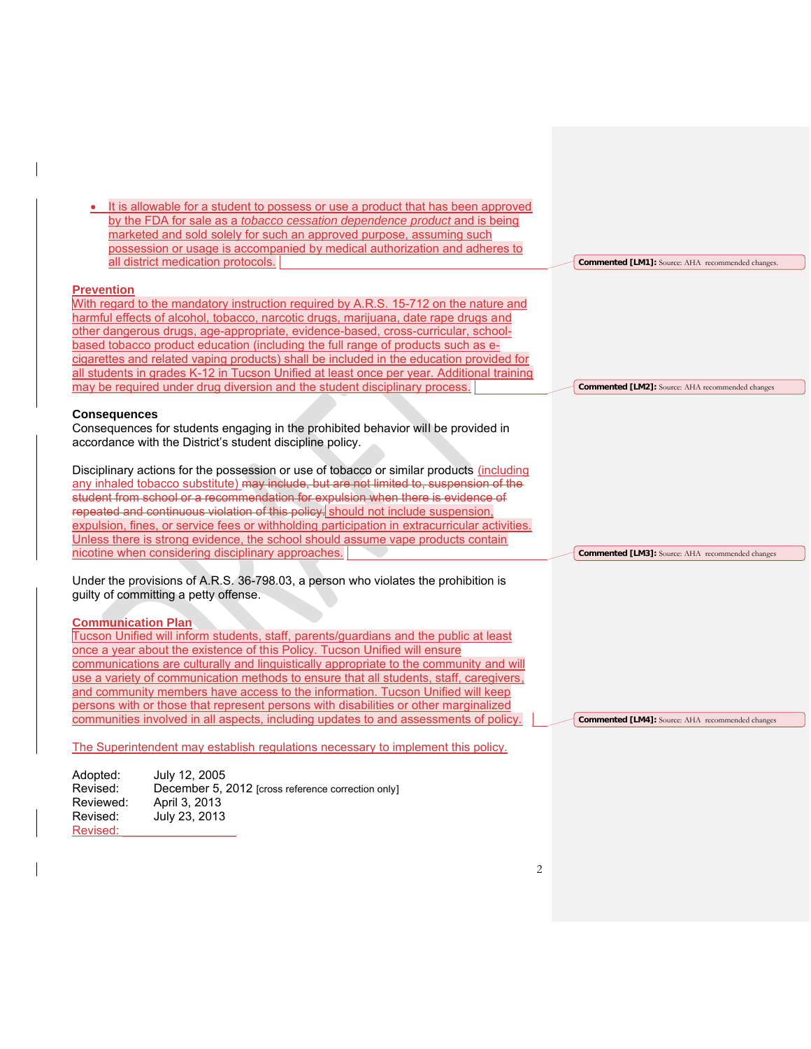- It is allowable for a student to possess or use a product that has been approved by the FDA for sale as a *tobacco cessation dependence product* and is being marketed and sold solely for such an approved purpose, assuming such possession or usage is accompanied by medical authorization and adheres to all district medication protocols.

**Commented [LM1]:** Source: AHA recommended changes.

**Prevention**

With regard to the mandatory instruction required by A.R.S. 15-712 on the nature and harmful effects of alcohol, tobacco, narcotic drugs, marijuana, date rape drugs and other dangerous drugs, age-appropriate, evidence-based, cross-curricular, school-based tobacco product education (including the full range of products such as e-cigarettes and related vaping products) shall be included in the education provided for all students in grades K-12 in Tucson Unified at least once per year. Additional training may be required under drug diversion and the student disciplinary process.

**Commented [LM2]:** Source: AHA recommended changes

**Consequences**

Consequences for students engaging in the prohibited behavior will be provided in accordance with the District's student discipline policy.

Disciplinary actions for the possession or use of tobacco or similar products (including any inhaled tobacco substitute) ~~may include, but are not limited to, suspension of the student from school or a recommendation for expulsion when there is evidence of repeated and continuous violation of this policy.~~ should not include suspension, expulsion, fines, or service fees or withholding participation in extracurricular activities. Unless there is strong evidence, the school should assume vape products contain nicotine when considering disciplinary approaches.

**Commented [LM3]:** Source: AHA recommended changes

Under the provisions of A.R.S. 36-798.03, a person who violates the prohibition is guilty of committing a petty offense.

**Communication Plan**

Tucson Unified will inform students, staff, parents/guardians and the public at least once a year about the existence of this Policy. Tucson Unified will ensure communications are culturally and linguistically appropriate to the community and will use a variety of communication methods to ensure that all students, staff, caregivers, and community members have access to the information. Tucson Unified will keep persons with or those that represent persons with disabilities or other marginalized communities involved in all aspects, including updates to and assessments of policy.

**Commented [LM4]:** Source: AHA recommended changes

The Superintendent may establish regulations necessary to implement this policy.

| | |
|---|---|
| Adopted: | July 12, 2005 |
| Revised: | December 5, 2012 [cross reference correction only] |
| Reviewed: | April 3, 2013 |
| Revised: | July 23, 2013 |
| Revised: | ________________ |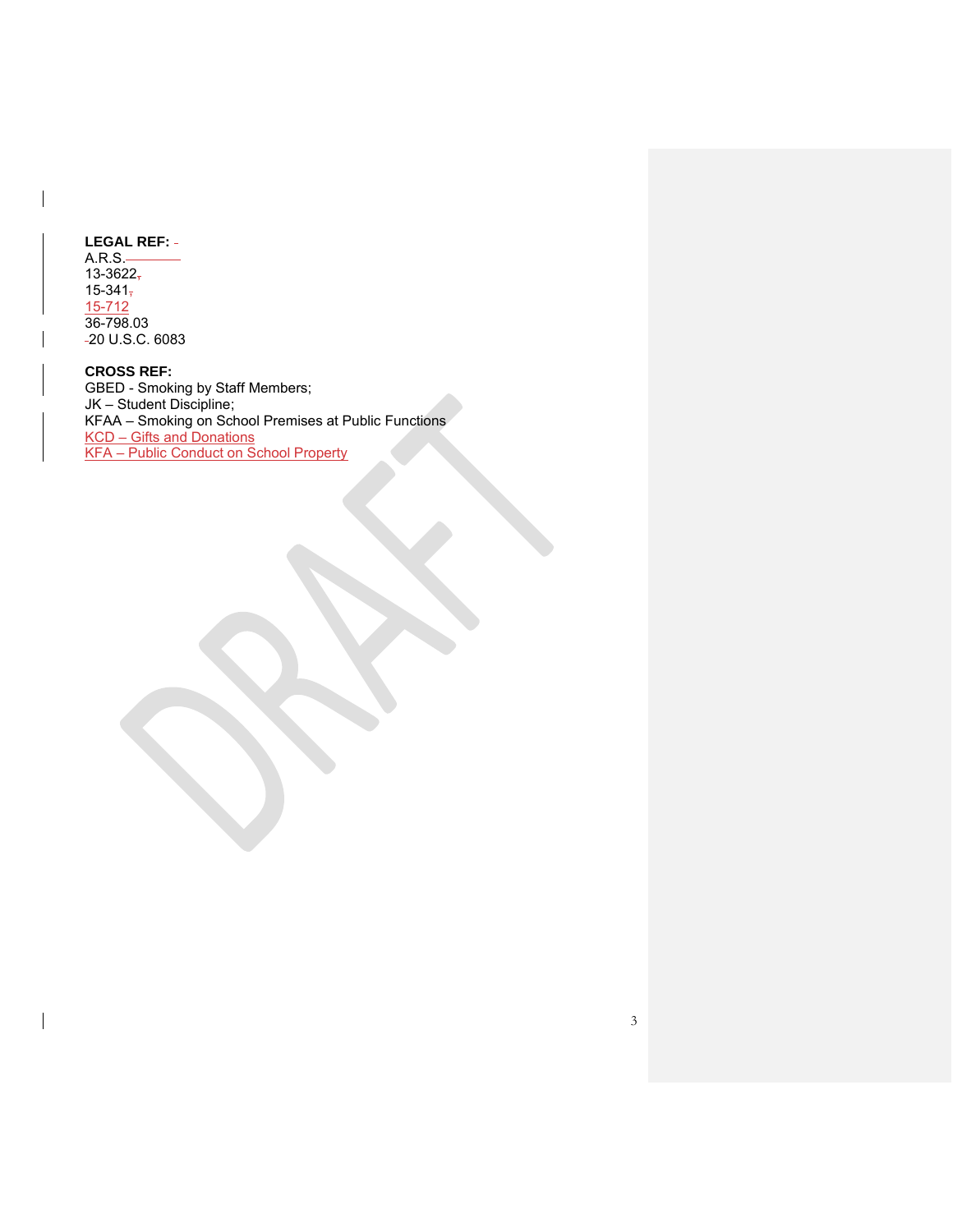**LEGAL REF:**

A.R.S.

13-3622

15-341

15-712

36-798.03

20 U.S.C. 6083

**CROSS REF:**

GBED - Smoking by Staff Members;

JK – Student Discipline;

KFAA – Smoking on School Premises at Public Functions

KCD – Gifts and Donations

KFA – Public Conduct on School Property